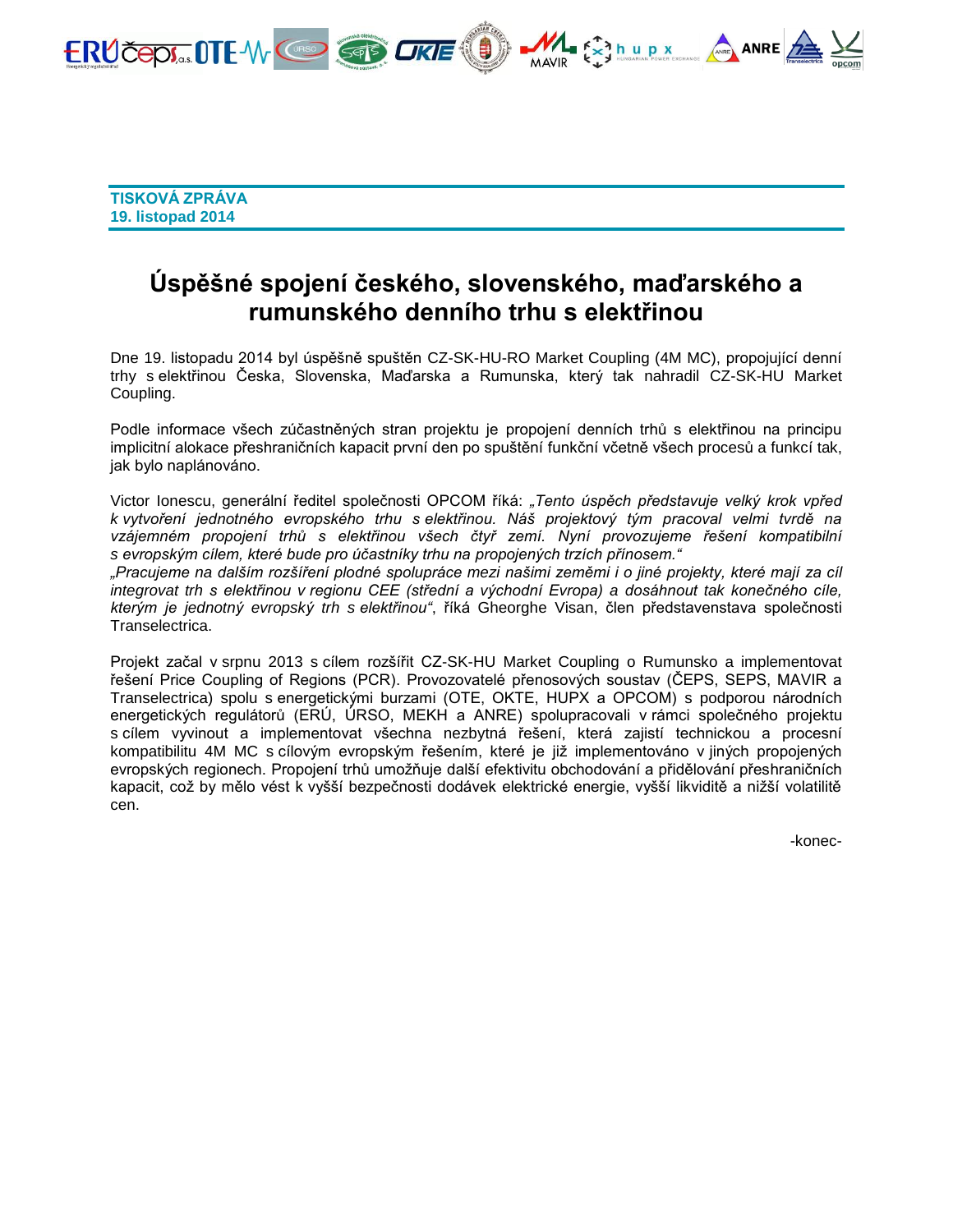**TISKOVÁ ZPRÁVA**
**19. listopad 2014**

# Úspěšné spojení českého, slovenského, maďarského a rumunského denního trhu s elektřinou

Dne 19. listopadu 2014 byl úspěšně spuštěn CZ-SK-HU-RO Market Coupling (4M MC), propojující denní trhy s elektřinou Česka, Slovenska, Maďarska a Rumunska, který tak nahradil CZ-SK-HU Market Coupling.

Podle informace všech zúčastněných stran projektu je propojení denních trhů s elektřinou na principu implicitní alokace přeshraničních kapacit první den po spuštění funkční včetně všech procesů a funkcí tak, jak bylo naplánováno.

Victor Ionescu, generální ředitel společnosti OPCOM říká: *„Tento úspěch představuje velký krok vpřed k vytvoření jednotného evropského trhu s elektřinou. Náš projektový tým pracoval velmi tvrdě na vzájemném propojení trhů s elektřinou všech čtyř zemí. Nyní provozujeme řešení kompatibilní s evropským cílem, které bude pro účastníky trhu na propojených trzích přínosem."*
*„Pracujeme na dalším rozšíření plodné spolupráce mezi našimi zeměmi i o jiné projekty, které mají za cíl integrovat trh s elektřinou v regionu CEE (střední a východní Evropa) a dosáhnout tak konečného cíle, kterým je jednotný evropský trh s elektřinou"*, říká Gheorghe Visan, člen představenstava společnosti Transelectrica.

Projekt začal v srpnu 2013 s cílem rozšířit CZ-SK-HU Market Coupling o Rumunsko a implementovat řešení Price Coupling of Regions (PCR). Provozovatelé přenosových soustav (ČEPS, SEPS, MAVIR a Transelectrica) spolu s energetickými burzami (OTE, OKTE, HUPX a OPCOM) s podporou národních energetických regulátorů (ERÚ, ÚRSO, MEKH a ANRE) spolupracovali v rámci společného projektu s cílem vyvinout a implementovat všechna nezbytná řešení, která zajistí technickou a procesní kompatibilitu 4M MC s cílovým evropským řešením, které je již implementováno v jiných propojených evropských regionech. Propojení trhů umožňuje další efektivitu obchodování a přidělování přeshraničních kapacit, což by mělo vést k vyšší bezpečnosti dodávek elektrické energie, vyšší likviditě a nižší volatilitě cen.

-konec-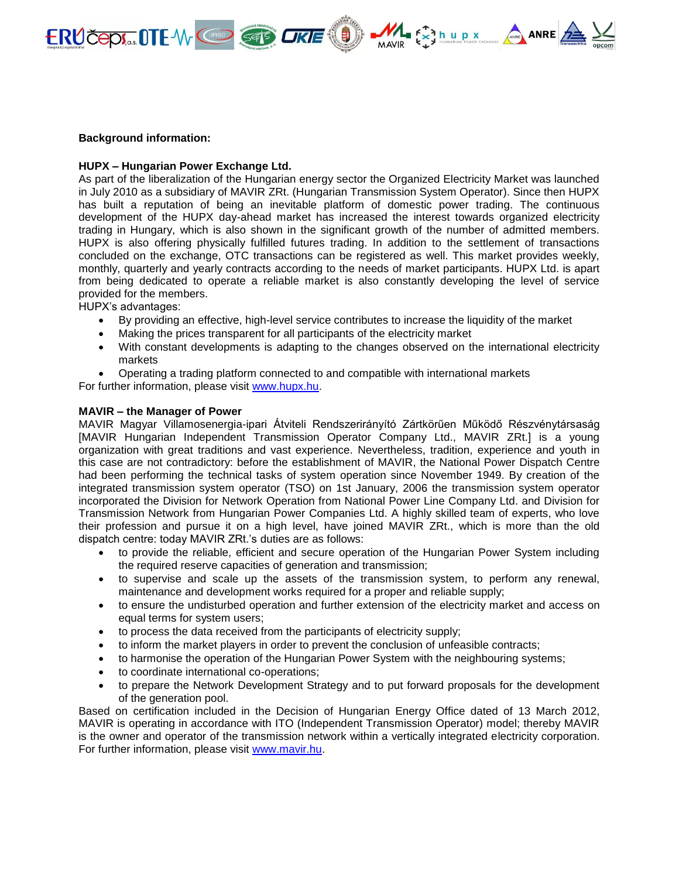**Background information:**

**HUPX – Hungarian Power Exchange Ltd.**

As part of the liberalization of the Hungarian energy sector the Organized Electricity Market was launched in July 2010 as a subsidiary of MAVIR ZRt. (Hungarian Transmission System Operator). Since then HUPX has built a reputation of being an inevitable platform of domestic power trading. The continuous development of the HUPX day-ahead market has increased the interest towards organized electricity trading in Hungary, which is also shown in the significant growth of the number of admitted members. HUPX is also offering physically fulfilled futures trading. In addition to the settlement of transactions concluded on the exchange, OTC transactions can be registered as well. This market provides weekly, monthly, quarterly and yearly contracts according to the needs of market participants. HUPX Ltd. is apart from being dedicated to operate a reliable market is also constantly developing the level of service provided for the members.

HUPX's advantages:

- By providing an effective, high-level service contributes to increase the liquidity of the market
- Making the prices transparent for all participants of the electricity market
- With constant developments is adapting to the changes observed on the international electricity markets
- Operating a trading platform connected to and compatible with international markets

For further information, please visit [www.hupx.hu](www.hupx.hu).

**MAVIR – the Manager of Power**

MAVIR Magyar Villamosenergia-ipari Átviteli Rendszerirányító Zártkörűen Működő Részvénytársaság [MAVIR Hungarian Independent Transmission Operator Company Ltd., MAVIR ZRt.] is a young organization with great traditions and vast experience. Nevertheless, tradition, experience and youth in this case are not contradictory: before the establishment of MAVIR, the National Power Dispatch Centre had been performing the technical tasks of system operation since November 1949. By creation of the integrated transmission system operator (TSO) on 1st January, 2006 the transmission system operator incorporated the Division for Network Operation from National Power Line Company Ltd. and Division for Transmission Network from Hungarian Power Companies Ltd. A highly skilled team of experts, who love their profession and pursue it on a high level, have joined MAVIR ZRt., which is more than the old dispatch centre: today MAVIR ZRt.'s duties are as follows:

- to provide the reliable, efficient and secure operation of the Hungarian Power System including the required reserve capacities of generation and transmission;
- to supervise and scale up the assets of the transmission system, to perform any renewal, maintenance and development works required for a proper and reliable supply;
- to ensure the undisturbed operation and further extension of the electricity market and access on equal terms for system users;
- to process the data received from the participants of electricity supply;
- to inform the market players in order to prevent the conclusion of unfeasible contracts;
- to harmonise the operation of the Hungarian Power System with the neighbouring systems;
- to coordinate international co-operations;
- to prepare the Network Development Strategy and to put forward proposals for the development of the generation pool.

Based on certification included in the Decision of Hungarian Energy Office dated of 13 March 2012, MAVIR is operating in accordance with ITO (Independent Transmission Operator) model; thereby MAVIR is the owner and operator of the transmission network within a vertically integrated electricity corporation. For further information, please visit [www.mavir.hu](www.mavir.hu).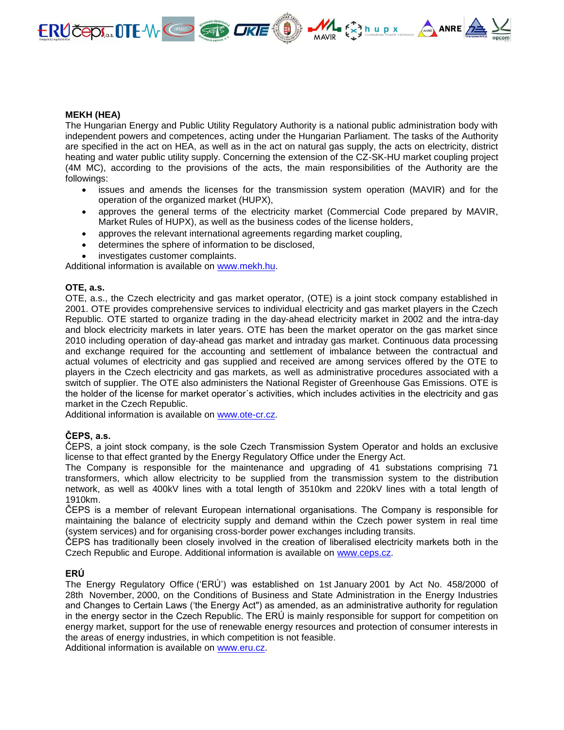**MEKH (HEA)**
The Hungarian Energy and Public Utility Regulatory Authority is a national public administration body with independent powers and competences, acting under the Hungarian Parliament. The tasks of the Authority are specified in the act on HEA, as well as in the act on natural gas supply, the acts on electricity, district heating and water public utility supply. Concerning the extension of the CZ-SK-HU market coupling project (4M MC), according to the provisions of the acts, the main responsibilities of the Authority are the followings:

- issues and amends the licenses for the transmission system operation (MAVIR) and for the operation of the organized market (HUPX),
- approves the general terms of the electricity market (Commercial Code prepared by MAVIR, Market Rules of HUPX), as well as the business codes of the license holders,
- approves the relevant international agreements regarding market coupling,
- determines the sphere of information to be disclosed,
- investigates customer complaints.

Additional information is available on www.mekh.hu.

**OTE, a.s.**
OTE, a.s., the Czech electricity and gas market operator, (OTE) is a joint stock company established in 2001. OTE provides comprehensive services to individual electricity and gas market players in the Czech Republic. OTE started to organize trading in the day-ahead electricity market in 2002 and the intra-day and block electricity markets in later years. OTE has been the market operator on the gas market since 2010 including operation of day-ahead gas market and intraday gas market. Continuous data processing and exchange required for the accounting and settlement of imbalance between the contractual and actual volumes of electricity and gas supplied and received are among services offered by the OTE to players in the Czech electricity and gas markets, as well as administrative procedures associated with a switch of supplier. The OTE also administers the National Register of Greenhouse Gas Emissions. OTE is the holder of the license for market operator´s activities, which includes activities in the electricity and gas market in the Czech Republic.
Additional information is available on www.ote-cr.cz.

**ČEPS, a.s.**
ČEPS, a joint stock company, is the sole Czech Transmission System Operator and holds an exclusive license to that effect granted by the Energy Regulatory Office under the Energy Act.
The Company is responsible for the maintenance and upgrading of 41 substations comprising 71 transformers, which allow electricity to be supplied from the transmission system to the distribution network, as well as 400kV lines with a total length of 3510km and 220kV lines with a total length of 1910km.
ČEPS is a member of relevant European international organisations. The Company is responsible for maintaining the balance of electricity supply and demand within the Czech power system in real time (system services) and for organising cross-border power exchanges including transits.
ČEPS has traditionally been closely involved in the creation of liberalised electricity markets both in the Czech Republic and Europe. Additional information is available on www.ceps.cz.

**ERÚ**
The Energy Regulatory Office (‘ERÚ’) was established on 1st January 2001 by Act No. 458/2000 of 28th November, 2000, on the Conditions of Business and State Administration in the Energy Industries and Changes to Certain Laws (‘the Energy Act") as amended, as an administrative authority for regulation in the energy sector in the Czech Republic. The ERÚ is mainly responsible for support for competition on energy market, support for the use of renewable energy resources and protection of consumer interests in the areas of energy industries, in which competition is not feasible.
Additional information is available on www.eru.cz.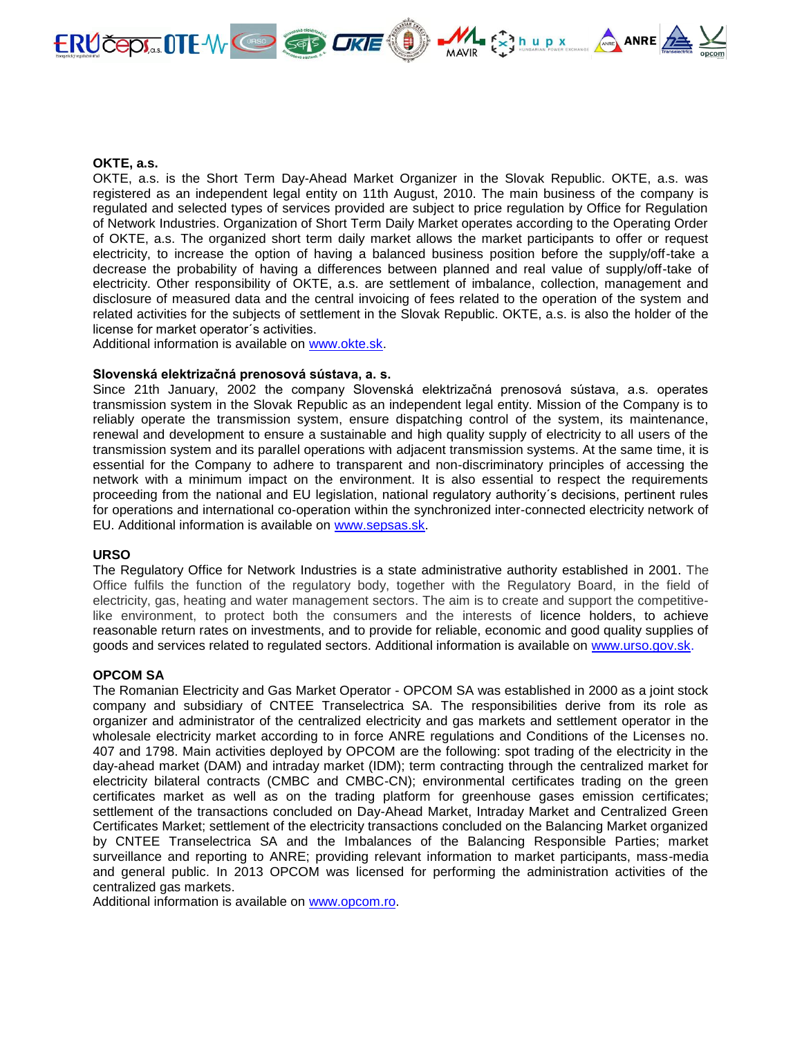**OKTE, a.s.**

OKTE, a.s. is the Short Term Day-Ahead Market Organizer in the Slovak Republic. OKTE, a.s. was registered as an independent legal entity on 11th August, 2010. The main business of the company is regulated and selected types of services provided are subject to price regulation by Office for Regulation of Network Industries. Organization of Short Term Daily Market operates according to the Operating Order of OKTE, a.s. The organized short term daily market allows the market participants to offer or request electricity, to increase the option of having a balanced business position before the supply/off-take a decrease the probability of having a differences between planned and real value of supply/off-take of electricity. Other responsibility of OKTE, a.s. are settlement of imbalance, collection, management and disclosure of measured data and the central invoicing of fees related to the operation of the system and related activities for the subjects of settlement in the Slovak Republic. OKTE, a.s. is also the holder of the license for market operator´s activities.
Additional information is available on www.okte.sk.

**Slovenská elektrizačná prenosová sústava, a. s.**

Since 21th January, 2002 the company Slovenská elektrizačná prenosová sústava, a.s. operates transmission system in the Slovak Republic as an independent legal entity. Mission of the Company is to reliably operate the transmission system, ensure dispatching control of the system, its maintenance, renewal and development to ensure a sustainable and high quality supply of electricity to all users of the transmission system and its parallel operations with adjacent transmission systems. At the same time, it is essential for the Company to adhere to transparent and non-discriminatory principles of accessing the network with a minimum impact on the environment. It is also essential to respect the requirements proceeding from the national and EU legislation, national regulatory authority´s decisions, pertinent rules for operations and international co-operation within the synchronized inter-connected electricity network of EU. Additional information is available on www.sepsas.sk.

**URSO**

The Regulatory Office for Network Industries is a state administrative authority established in 2001. The Office fulfils the function of the regulatory body, together with the Regulatory Board, in the field of electricity, gas, heating and water management sectors. The aim is to create and support the competitive-like environment, to protect both the consumers and the interests of licence holders, to achieve reasonable return rates on investments, and to provide for reliable, economic and good quality supplies of goods and services related to regulated sectors. Additional information is available on www.urso.gov.sk.

**OPCOM SA**

The Romanian Electricity and Gas Market Operator - OPCOM SA was established in 2000 as a joint stock company and subsidiary of CNTEE Transelectrica SA. The responsibilities derive from its role as organizer and administrator of the centralized electricity and gas markets and settlement operator in the wholesale electricity market according to in force ANRE regulations and Conditions of the Licenses no. 407 and 1798. Main activities deployed by OPCOM are the following: spot trading of the electricity in the day-ahead market (DAM) and intraday market (IDM); term contracting through the centralized market for electricity bilateral contracts (CMBC and CMBC-CN); environmental certificates trading on the green certificates market as well as on the trading platform for greenhouse gases emission certificates; settlement of the transactions concluded on Day-Ahead Market, Intraday Market and Centralized Green Certificates Market; settlement of the electricity transactions concluded on the Balancing Market organized by CNTEE Transelectrica SA and the Imbalances of the Balancing Responsible Parties; market surveillance and reporting to ANRE; providing relevant information to market participants, mass-media and general public. In 2013 OPCOM was licensed for performing the administration activities of the centralized gas markets.
Additional information is available on www.opcom.ro.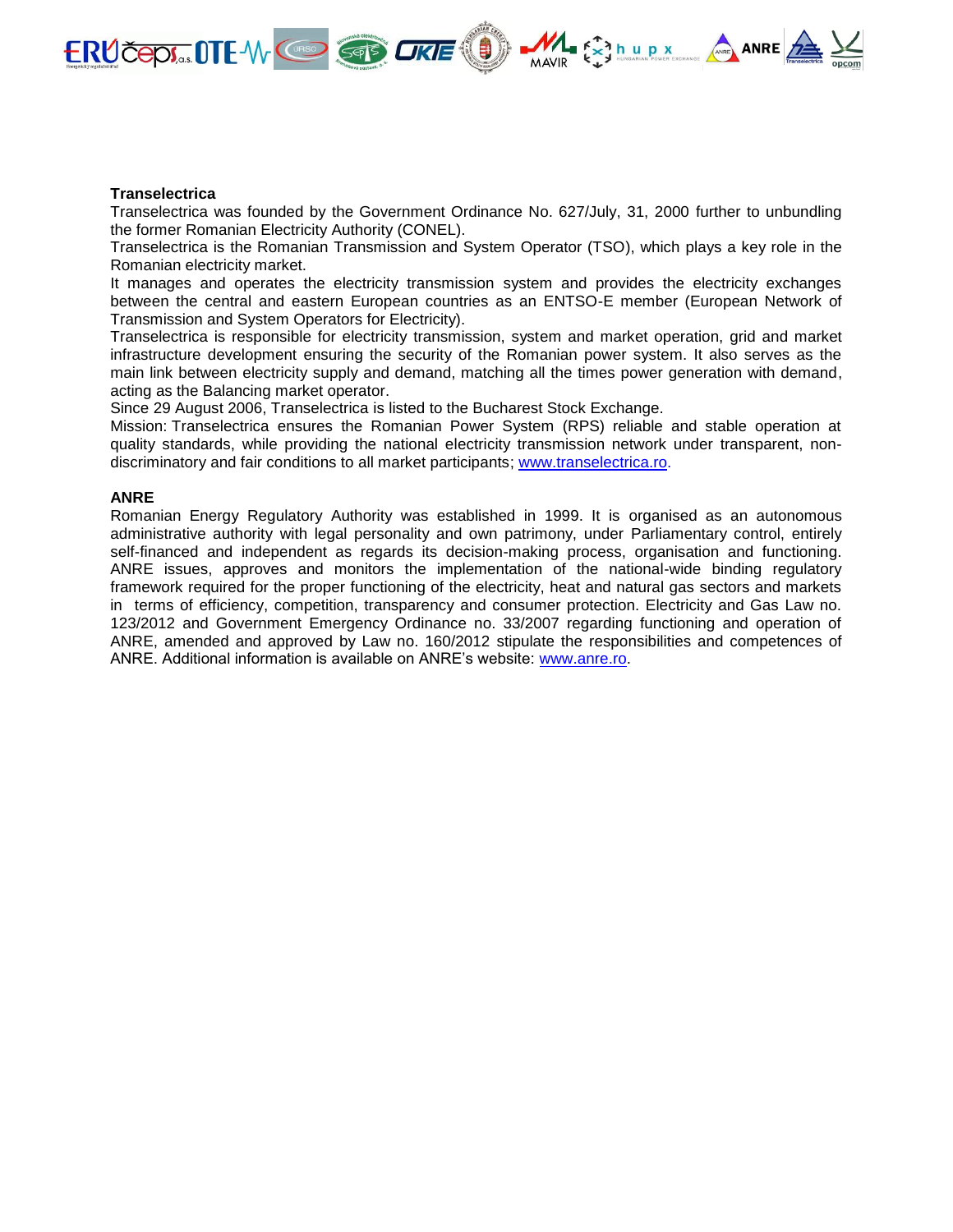**Transelectrica**

Transelectrica was founded by the Government Ordinance No. 627/July, 31, 2000 further to unbundling the former Romanian Electricity Authority (CONEL).

Transelectrica is the Romanian Transmission and System Operator (TSO), which plays a key role in the Romanian electricity market.

It manages and operates the electricity transmission system and provides the electricity exchanges between the central and eastern European countries as an ENTSO-E member (European Network of Transmission and System Operators for Electricity).

Transelectrica is responsible for electricity transmission, system and market operation, grid and market infrastructure development ensuring the security of the Romanian power system. It also serves as the main link between electricity supply and demand, matching all the times power generation with demand, acting as the Balancing market operator.

Since 29 August 2006, Transelectrica is listed to the Bucharest Stock Exchange.

Mission: Transelectrica ensures the Romanian Power System (RPS) reliable and stable operation at quality standards, while providing the national electricity transmission network under transparent, non-discriminatory and fair conditions to all market participants; www.transelectrica.ro.

**ANRE**

Romanian Energy Regulatory Authority was established in 1999. It is organised as an autonomous administrative authority with legal personality and own patrimony, under Parliamentary control, entirely self-financed and independent as regards its decision-making process, organisation and functioning. ANRE issues, approves and monitors the implementation of the national-wide binding regulatory framework required for the proper functioning of the electricity, heat and natural gas sectors and markets in terms of efficiency, competition, transparency and consumer protection. Electricity and Gas Law no. 123/2012 and Government Emergency Ordinance no. 33/2007 regarding functioning and operation of ANRE, amended and approved by Law no. 160/2012 stipulate the responsibilities and competences of ANRE. Additional information is available on ANRE's website: www.anre.ro.